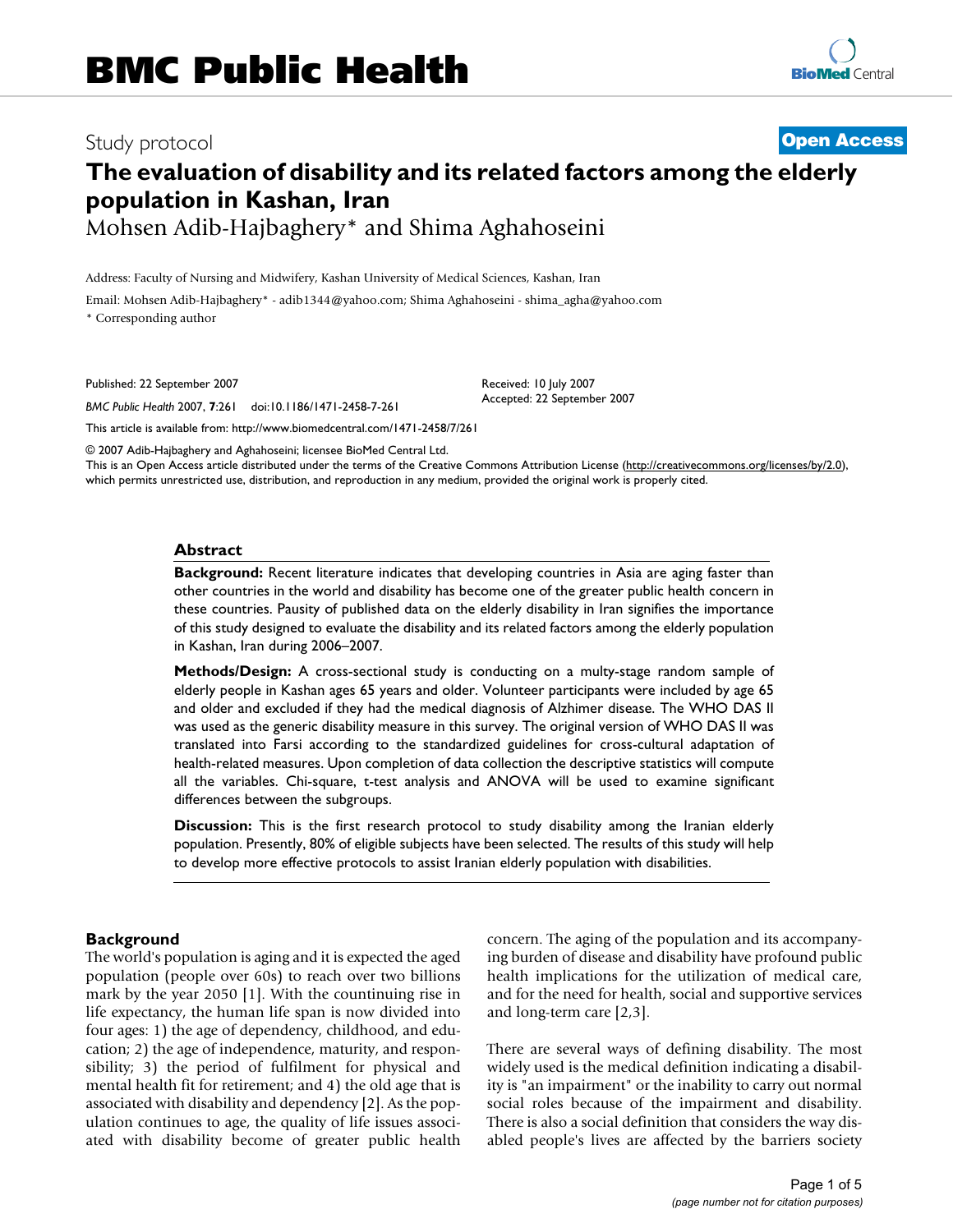# BMC Public Health

Study protocol

**Open Access**

# The evaluation of disability and its related factors among the elderly population in Kashan, Iran

Mohsen Adib-Hajbaghery* and Shima Aghahoseini

Address: Faculty of Nursing and Midwifery, Kashan University of Medical Sciences, Kashan, Iran

Email: Mohsen Adib-Hajbaghery* - adib1344@yahoo.com; Shima Aghahoseini - shima_agha@yahoo.com

* Corresponding author

Published: 22 September 2007

*BMC Public Health* 2007, **7**:261 doi:10.1186/1471-2458-7-261

Received: 10 July 2007
Accepted: 22 September 2007

This article is available from: http://www.biomedcentral.com/1471-2458/7/261

© 2007 Adib-Hajbaghery and Aghahoseini; licensee BioMed Central Ltd.
This is an Open Access article distributed under the terms of the Creative Commons Attribution License (http://creativecommons.org/licenses/by/2.0), which permits unrestricted use, distribution, and reproduction in any medium, provided the original work is properly cited.

## Abstract

**Background:** Recent literature indicates that developing countries in Asia are aging faster than other countries in the world and disability has become one of the greater public health concern in these countries. Pausity of published data on the elderly disability in Iran signifies the importance of this study designed to evaluate the disability and its related factors among the elderly population in Kashan, Iran during 2006–2007.

**Methods/Design:** A cross-sectional study is conducting on a multy-stage random sample of elderly people in Kashan ages 65 years and older. Volunteer participants were included by age 65 and older and excluded if they had the medical diagnosis of Alzhimer disease. The WHO DAS II was used as the generic disability measure in this survey. The original version of WHO DAS II was translated into Farsi according to the standardized guidelines for cross-cultural adaptation of health-related measures. Upon completion of data collection the descriptive statistics will compute all the variables. Chi-square, t-test analysis and ANOVA will be used to examine significant differences between the subgroups.

**Discussion:** This is the first research protocol to study disability among the Iranian elderly population. Presently, 80% of eligible subjects have been selected. The results of this study will help to develop more effective protocols to assist Iranian elderly population with disabilities.

## Background

The world's population is aging and it is expected the aged population (people over 60s) to reach over two billions mark by the year 2050 [1]. With the countinuing rise in life expectancy, the human life span is now divided into four ages: 1) the age of dependency, childhood, and education; 2) the age of independence, maturity, and responsibility; 3) the period of fulfilment for physical and mental health fit for retirement; and 4) the old age that is associated with disability and dependency [2]. As the population continues to age, the quality of life issues associated with disability become of greater public health concern. The aging of the population and its accompanying burden of disease and disability have profound public health implications for the utilization of medical care, and for the need for health, social and supportive services and long-term care [2,3].

There are several ways of defining disability. The most widely used is the medical definition indicating a disability is "an impairment" or the inability to carry out normal social roles because of the impairment and disability. There is also a social definition that considers the way disabled people's lives are affected by the barriers society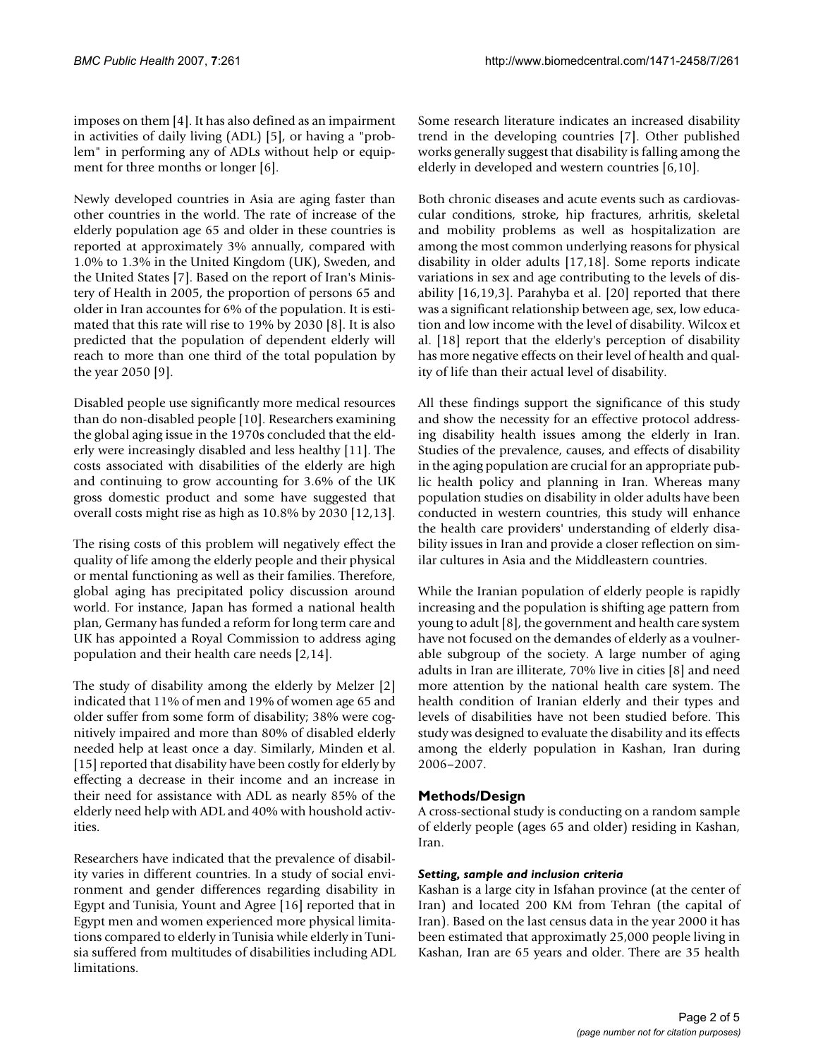imposes on them [4]. It has also defined as an impairment in activities of daily living (ADL) [5], or having a "problem" in performing any of ADLs without help or equipment for three months or longer [6].

Newly developed countries in Asia are aging faster than other countries in the world. The rate of increase of the elderly population age 65 and older in these countries is reported at approximately 3% annually, compared with 1.0% to 1.3% in the United Kingdom (UK), Sweden, and the United States [7]. Based on the report of Iran's Ministery of Health in 2005, the proportion of persons 65 and older in Iran accountes for 6% of the population. It is estimated that this rate will rise to 19% by 2030 [8]. It is also predicted that the population of dependent elderly will reach to more than one third of the total population by the year 2050 [9].

Disabled people use significantly more medical resources than do non-disabled people [10]. Researchers examining the global aging issue in the 1970s concluded that the elderly were increasingly disabled and less healthy [11]. The costs associated with disabilities of the elderly are high and continuing to grow accounting for 3.6% of the UK gross domestic product and some have suggested that overall costs might rise as high as 10.8% by 2030 [12,13].

The rising costs of this problem will negatively effect the quality of life among the elderly people and their physical or mental functioning as well as their families. Therefore, global aging has precipitated policy discussion around world. For instance, Japan has formed a national health plan, Germany has funded a reform for long term care and UK has appointed a Royal Commission to address aging population and their health care needs [2,14].

The study of disability among the elderly by Melzer [2] indicated that 11% of men and 19% of women age 65 and older suffer from some form of disability; 38% were cognitively impaired and more than 80% of disabled elderly needed help at least once a day. Similarly, Minden et al. [15] reported that disability have been costly for elderly by effecting a decrease in their income and an increase in their need for assistance with ADL as nearly 85% of the elderly need help with ADL and 40% with houshold activities.

Researchers have indicated that the prevalence of disability varies in different countries. In a study of social environment and gender differences regarding disability in Egypt and Tunisia, Yount and Agree [16] reported that in Egypt men and women experienced more physical limitations compared to elderly in Tunisia while elderly in Tunisia suffered from multitudes of disabilities including ADL limitations.

Some research literature indicates an increased disability trend in the developing countries [7]. Other published works generally suggest that disability is falling among the elderly in developed and western countries [6,10].

Both chronic diseases and acute events such as cardiovascular conditions, stroke, hip fractures, arhritis, skeletal and mobility problems as well as hospitalization are among the most common underlying reasons for physical disability in older adults [17,18]. Some reports indicate variations in sex and age contributing to the levels of disability [16,19,3]. Parahyba et al. [20] reported that there was a significant relationship between age, sex, low education and low income with the level of disability. Wilcox et al. [18] report that the elderly's perception of disability has more negative effects on their level of health and quality of life than their actual level of disability.

All these findings support the significance of this study and show the necessity for an effective protocol addressing disability health issues among the elderly in Iran. Studies of the prevalence, causes, and effects of disability in the aging population are crucial for an appropriate public health policy and planning in Iran. Whereas many population studies on disability in older adults have been conducted in western countries, this study will enhance the health care providers' understanding of elderly disability issues in Iran and provide a closer reflection on similar cultures in Asia and the Middleastern countries.

While the Iranian population of elderly people is rapidly increasing and the population is shifting age pattern from young to adult [8], the government and health care system have not focused on the demandes of elderly as a voulnerable subgroup of the society. A large number of aging adults in Iran are illiterate, 70% live in cities [8] and need more attention by the national health care system. The health condition of Iranian elderly and their types and levels of disabilities have not been studied before. This study was designed to evaluate the disability and its effects among the elderly population in Kashan, Iran during 2006–2007.

## Methods/Design

A cross-sectional study is conducting on a random sample of elderly people (ages 65 and older) residing in Kashan, Iran.

### *Setting, sample and inclusion criteria*

Kashan is a large city in Isfahan province (at the center of Iran) and located 200 KM from Tehran (the capital of Iran). Based on the last census data in the year 2000 it has been estimated that approximately 25,000 people living in Kashan, Iran are 65 years and older. There are 35 health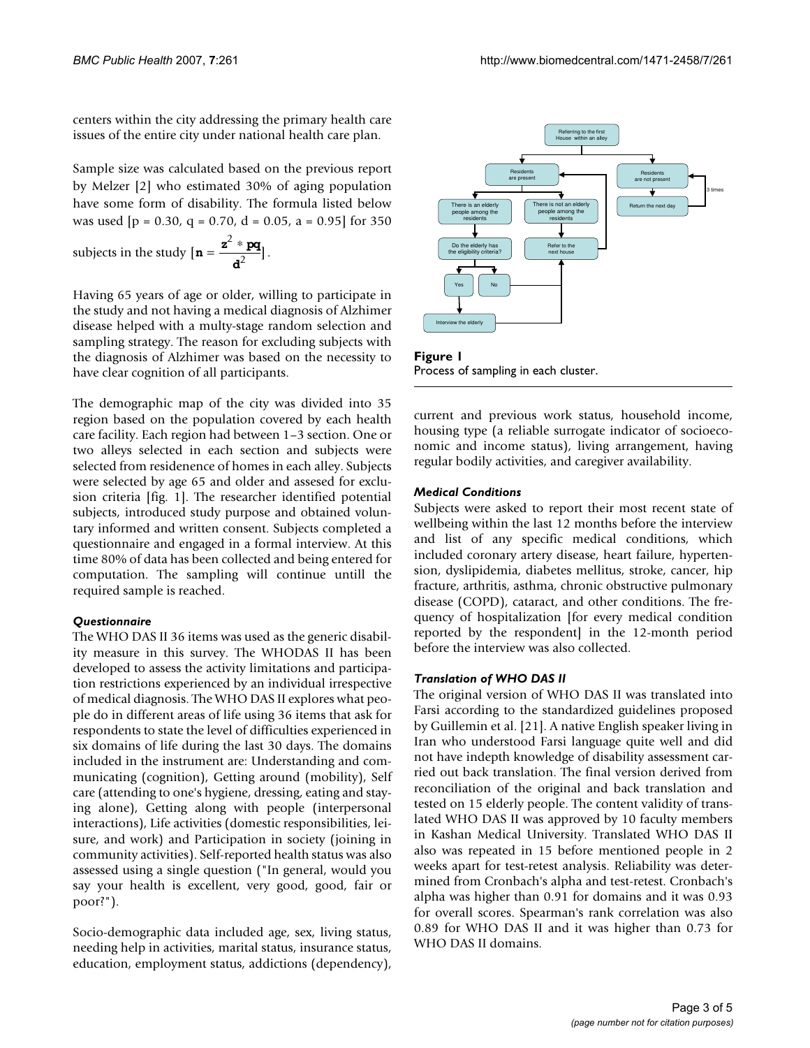centers within the city addressing the primary health care issues of the entire city under national health care plan.

Sample size was calculated based on the previous report by Melzer [2] who estimated 30% of aging population have some form of disability. The formula listed below was used [p = 0.30, q = 0.70, d = 0.05, a = 0.95] for 350 subjects in the study [$\mathbf{n} = \frac{\mathbf{z}^2 * \mathbf{pq}}{\mathbf{d}^2}$].

Having 65 years of age or older, willing to participate in the study and not having a medical diagnosis of Alzhimer disease helped with a multy-stage random selection and sampling strategy. The reason for excluding subjects with the diagnosis of Alzhimer was based on the necessity to have clear cognition of all participants.

The demographic map of the city was divided into 35 region based on the population covered by each health care facility. Each region had between 1–3 section. One or two alleys selected in each section and subjects were selected from residenence of homes in each alley. Subjects were selected by age 65 and older and assesed for exclusion criteria [fig. 1]. The researcher identified potential subjects, introduced study purpose and obtained voluntary informed and written consent. Subjects completed a questionnaire and engaged in a formal interview. At this time 80% of data has been collected and being entered for computation. The sampling will continue untill the required sample is reached.

### Questionnaire

The WHO DAS II 36 items was used as the generic disability measure in this survey. The WHODAS II has been developed to assess the activity limitations and participation restrictions experienced by an individual irrespective of medical diagnosis. The WHO DAS II explores what people do in different areas of life using 36 items that ask for respondents to state the level of difficulties experienced in six domains of life during the last 30 days. The domains included in the instrument are: Understanding and communicating (cognition), Getting around (mobility), Self care (attending to one's hygiene, dressing, eating and staying alone), Getting along with people (interpersonal interactions), Life activities (domestic responsibilities, leisure, and work) and Participation in society (joining in community activities). Self-reported health status was also assessed using a single question ("In general, would you say your health is excellent, very good, good, fair or poor?").

Socio-demographic data included age, sex, living status, needing help in activities, marital status, insurance status, education, employment status, addictions (dependency), current and previous work status, household income, housing type (a reliable surrogate indicator of socioeconomic and income status), living arrangement, having regular bodily activities, and caregiver availability.

Referring to the first House within an alley

Residents are present

Residents are not present

Return the next day

3 times

There is an elderly people among the residents

There is not an elderly people among the residents

Do the elderly has the eligibility criteria?

Refer to the next house

Yes

No

Interview the elderly

**Figure 1**
Process of sampling in each cluster.

### Medical Conditions

Subjects were asked to report their most recent state of wellbeing within the last 12 months before the interview and list of any specific medical conditions, which included coronary artery disease, heart failure, hypertension, dyslipidemia, diabetes mellitus, stroke, cancer, hip fracture, arthritis, asthma, chronic obstructive pulmonary disease (COPD), cataract, and other conditions. The frequency of hospitalization [for every medical condition reported by the respondent] in the 12-month period before the interview was also collected.

### Translation of WHO DAS II

The original version of WHO DAS II was translated into Farsi according to the standardized guidelines proposed by Guillemin et al. [21]. A native English speaker living in Iran who understood Farsi language quite well and did not have indepth knowledge of disability assessment carried out back translation. The final version derived from reconciliation of the original and back translation and tested on 15 elderly people. The content validity of translated WHO DAS II was approved by 10 faculty members in Kashan Medical University. Translated WHO DAS II also was repeated in 15 before mentioned people in 2 weeks apart for test-retest analysis. Reliability was determined from Cronbach's alpha and test-retest. Cronbach's alpha was higher than 0.91 for domains and it was 0.93 for overall scores. Spearman's rank correlation was also 0.89 for WHO DAS II and it was higher than 0.73 for WHO DAS II domains.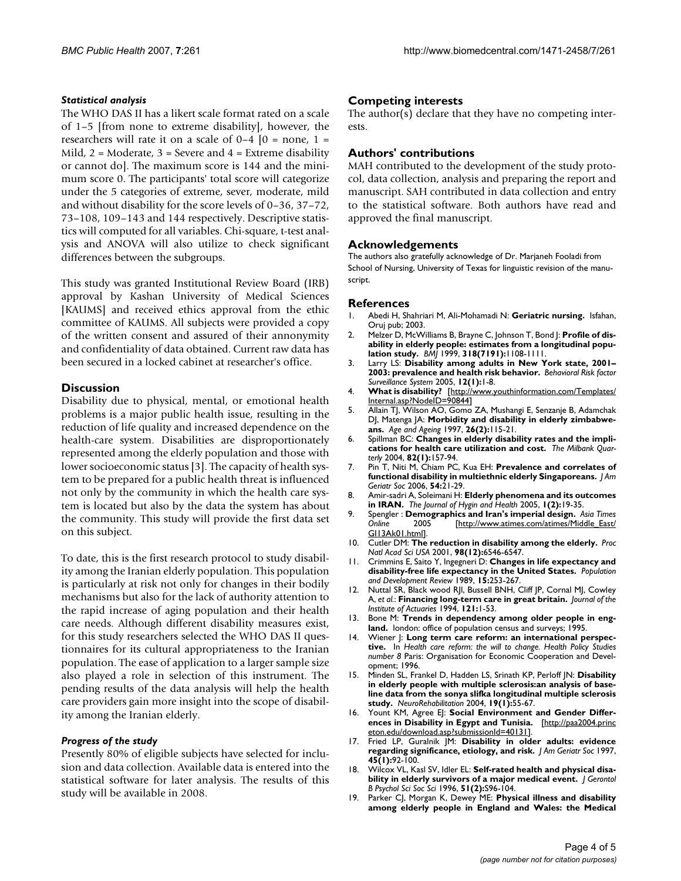### *Statistical analysis*

The WHO DAS II has a likert scale format rated on a scale of 1–5 [from none to extreme disability], however, the researchers will rate it on a scale of 0–4 [0 = none, 1 = Mild, 2 = Moderate, 3 = Severe and 4 = Extreme disability or cannot do]. The maximum score is 144 and the minimum score 0. The participants' total score will categorize under the 5 categories of extreme, sever, moderate, mild and without disability for the score levels of 0–36, 37–72, 73–108, 109–143 and 144 respectively. Descriptive statistics will computed for all variables. Chi-square, t-test analysis and ANOVA will also utilize to check significant differences between the subgroups.

This study was granted Institutional Review Board (IRB) approval by Kashan University of Medical Sciences [KAUMS] and received ethics approval from the ethic committee of KAUMS. All subjects were provided a copy of the written consent and assured of their annonymity and confidentiality of data obtained. Current raw data has been secured in a locked cabinet at researcher's office.

## Discussion

Disability due to physical, mental, or emotional health problems is a major public health issue, resulting in the reduction of life quality and increased dependence on the health-care system. Disabilities are disproportionately represented among the elderly population and those with lower socioeconomic status [3]. The capacity of health system to be prepared for a public health threat is influenced not only by the community in which the health care system is located but also by the data the system has about the community. This study will provide the first data set on this subject.

To date, this is the first research protocol to study disability among the Iranian elderly population. This population is particularly at risk not only for changes in their bodily mechanisms but also for the lack of authority attention to the rapid increase of aging population and their health care needs. Although different disability measures exist, for this study researchers selected the WHO DAS II questionnaires for its cultural appropriateness to the Iranian population. The ease of application to a larger sample size also played a role in selection of this instrument. The pending results of the data analysis will help the health care providers gain more insight into the scope of disability among the Iranian elderly.

### *Progress of the study*

Presently 80% of eligible subjects have selected for inclusion and data collection. Available data is entered into the statistical software for later analysis. The results of this study will be available in 2008.

## Competing interests

The author(s) declare that they have no competing interests.

## Authors' contributions

MAH contributed to the development of the study protocol, data collection, analysis and preparing the report and manuscript. SAH contributed in data collection and entry to the statistical software. Both authors have read and approved the final manuscript.

## Acknowledgements

The authors also gratefully acknowledge of Dr. Marjaneh Fooladi from School of Nursing, University of Texas for linguistic revision of the manuscript.

## References

1. Abedi H, Shahriari M, Ali-Mohamadi N: **Geriatric nursing.** Isfahan, Oruj pub; 2003.
2. Melzer D, McWilliams B, Brayne C, Johnson T, Bond J: **Profile of disability in elderly people: estimates from a longitudinal population study.** *BMJ* 1999, **318(7191):**1108-1111.
3. Larry LS: **Disability among adults in New York state, 2001–2003: prevalence and health risk behavior.** *Behavioral Risk factor Surveillance System* 2005, **12(1):**1-8.
4. **What is disability?** [http://www.youthinformation.com/Templates/Internal.asp?NodeID=90844]
5. Allain TJ, Wilson AO, Gomo ZA, Mushangi E, Senzanje B, Adamchak DJ, Matenga JA: **Morbidity and disability in elderly zimbabweans.** *Age and Ageing* 1997, **26(2):**115-21.
6. Spillman BC: **Changes in elderly disability rates and the implications for health care utilization and cost.** *The Milbank Quarterly* 2004, **82(1):**157-94.
7. Pin T, Niti M, Chiam PC, Kua EH: **Prevalence and correlates of functional disability in multiethnic elderly Singaporeans.** *J Am Geriatr Soc* 2006, **54:**21-29.
8. Amir-sadri A, Soleimani H: **Elderly phenomena and its outcomes in IRAN.** *The Journal of Hygin and Health* 2005, **1(2):**19-35.
9. Spengler : **Demographics and Iran's imperial design.** *Asia Times Online* 2005 [http://www.atimes.com/atimes/Middle_East/GI13Ak01.html].
10. Cutler DM: **The reduction in disability among the elderly.** *Proc Natl Acad Sci USA* 2001, **98(12):**6546-6547.
11. Crimmins E, Saito Y, Ingegneri D: **Changes in life expectancy and disability-free life expectancy in the United States.** *Population and Development Review* 1989, **15:**253-267.
12. Nuttal SR, Black wood RJl, Bussell BNH, Cliff JP, Cornal MJ, Cowley A, *et al.*: **Financing long-term care in great britain.** *Journal of the Institute of Actuaries* 1994, **121:**1-53.
13. Bone M: **Trends in dependency among older people in england.** london: office of population census and surveys; 1995.
14. Wiener J: **Long term care reform: an international perspective.** In *Health care reform: the will to change. Health Policy Studies number 8* Paris: Organisation for Economic Cooperation and Development; 1996.
15. Minden SL, Frankel D, Hadden LS, Srinath KP, Perloff JN: **Disability in elderly people with multiple sclerosis:an analysis of baseline data from the sonya slifka longitudinal multiple sclerosis study.** *NeuroRehabilitation* 2004, **19(1):**55-67.
16. Yount KM, Agree EJ: **Social Environment and Gender Differences in Disability in Egypt and Tunisia.** [http://paa2004.princeton.edu/download.asp?submissionId=40131].
17. Fried LP, Guralnik JM: **Disability in older adults: evidence regarding significance, etiology, and risk.** *J Am Geriatr Soc* 1997, **45(1):**92-100.
18. Wilcox VL, Kasl SV, Idler EL: **Self-rated health and physical disability in elderly survivors of a major medical event.** *J Gerontol B Psychol Sci Soc Sci* 1996, **51(2):**S96-104.
19. Parker CJ, Morgan K, Dewey ME: **Physical illness and disability among elderly people in England and Wales: the Medical**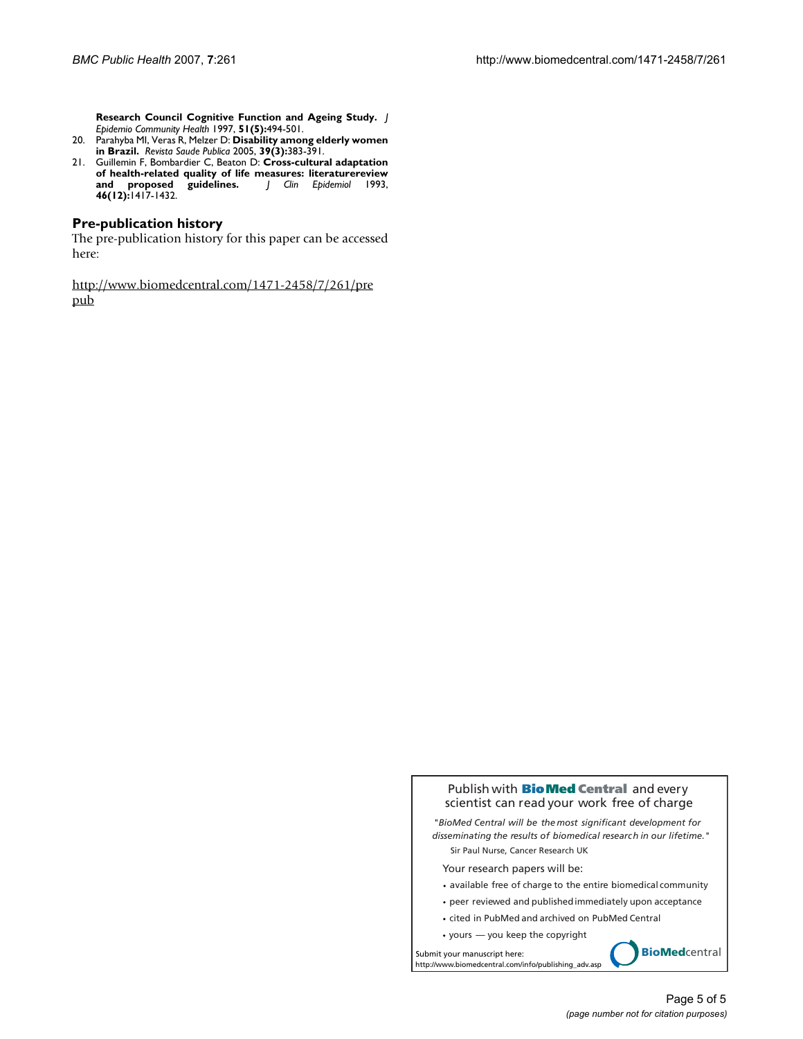**Research Council Cognitive Function and Ageing Study.** *J Epidemio Community Health* 1997, **51(5):**494-501.

20. Parahyba MI, Veras R, Melzer D: **Disability among elderly women in Brazil.** *Revista Saude Publica* 2005, **39(3):**383-391.
21. Guillemin F, Bombardier C, Beaton D: **Cross-cultural adaptation of health-related quality of life measures: literaturereview and proposed guidelines.** *J Clin Epidemiol* 1993, **46(12):**1417-1432.

## Pre-publication history

The pre-publication history for this paper can be accessed here:

http://www.biomedcentral.com/1471-2458/7/261/prepub

Publish with **BioMed Central** and every scientist can read your work free of charge

*"BioMed Central will be the most significant development for disseminating the results of biomedical research in our lifetime."*

Sir Paul Nurse, Cancer Research UK

Your research papers will be:

- available free of charge to the entire biomedical community
- peer reviewed and published immediately upon acceptance
- cited in PubMed and archived on PubMed Central
- yours — you keep the copyright

Submit your manuscript here:
http://www.biomedcentral.com/info/publishing_adv.asp

**BioMed**central